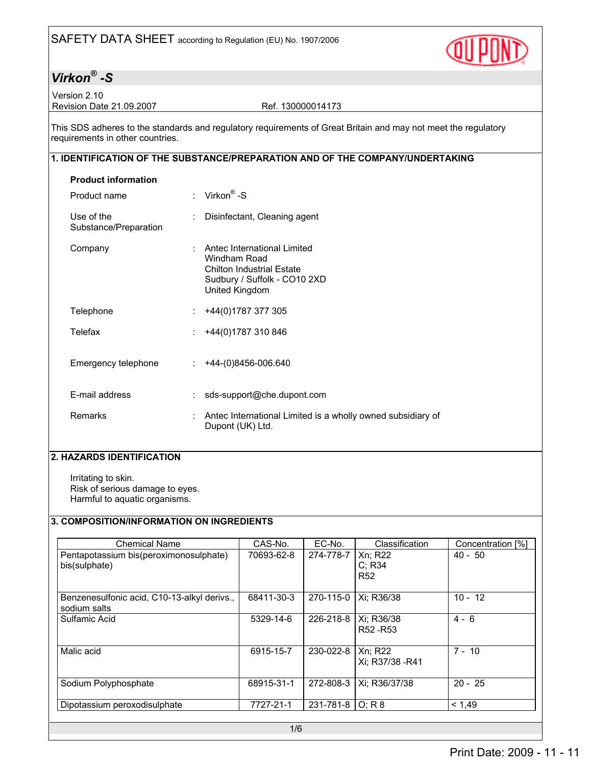# SAFETY DATA SHEET according to Regulation (EU) No. 1907/2006

## *Virkon® -S*

Version 2.10
Revision Date 21.09.2007 Ref. 130000014173

This SDS adheres to the standards and regulatory requirements of Great Britain and may not meet the regulatory requirements in other countries.

## 1. IDENTIFICATION OF THE SUBSTANCE/PREPARATION AND OF THE COMPANY/UNDERTAKING

**Product information**

Product name : Virkon® -S

Use of the Substance/Preparation : Disinfectant, Cleaning agent

Company : Antec International Limited
Windham Road
Chilton Industrial Estate
Sudbury / Suffolk - CO10 2XD
United Kingdom

Telephone : +44(0)1787 377 305

Telefax : +44(0)1787 310 846

Emergency telephone : +44-(0)8456-006.640

E-mail address : sds-support@che.dupont.com

Remarks : Antec International Limited is a wholly owned subsidiary of Dupont (UK) Ltd.

## 2. HAZARDS IDENTIFICATION

Irritating to skin.
Risk of serious damage to eyes.
Harmful to aquatic organisms.

## 3. COMPOSITION/INFORMATION ON INGREDIENTS

| Chemical Name | CAS-No. | EC-No. | Classification | Concentration [%] |
|---|---|---|---|---|
| Pentapotassium bis(peroximonosulphate) bis(sulphate) | 70693-62-8 | 274-778-7 | Xn; R22<br>C; R34<br>R52 | 40 - 50 |
| Benzenesulfonic acid, C10-13-alkyl derivs., sodium salts | 68411-30-3 | 270-115-0 | Xi; R36/38 | 10 - 12 |
| Sulfamic Acid | 5329-14-6 | 226-218-8 | Xi; R36/38<br>R52 -R53 | 4 - 6 |
| Malic acid | 6915-15-7 | 230-022-8 | Xn; R22<br>Xi; R37/38 -R41 | 7 - 10 |
| Sodium Polyphosphate | 68915-31-1 | 272-808-3 | Xi; R36/37/38 | 20 - 25 |
| Dipotassium peroxodisulphate | 7727-21-1 | 231-781-8 | O; R 8 | < 1,49 |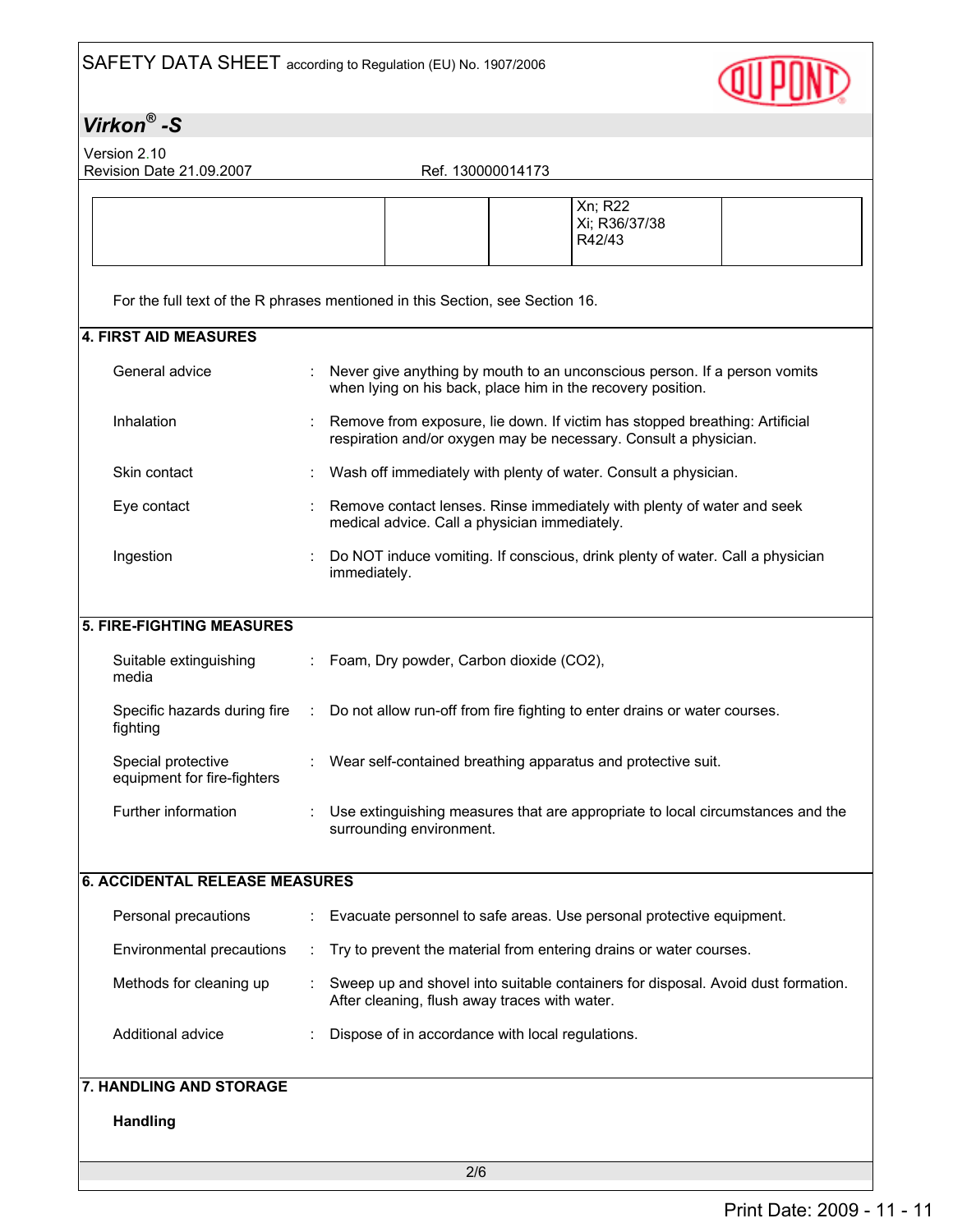| | | | | |
|---|---|---|---|---|
| | | | Xn; R22<br>Xi; R36/37/38<br>R42/43 | |

For the full text of the R phrases mentioned in this Section, see Section 16.

## 4. FIRST AID MEASURES

General advice : Never give anything by mouth to an unconscious person. If a person vomits when lying on his back, place him in the recovery position.

Inhalation : Remove from exposure, lie down. If victim has stopped breathing: Artificial respiration and/or oxygen may be necessary. Consult a physician.

Skin contact : Wash off immediately with plenty of water. Consult a physician.

Eye contact : Remove contact lenses. Rinse immediately with plenty of water and seek medical advice. Call a physician immediately.

Ingestion : Do NOT induce vomiting. If conscious, drink plenty of water. Call a physician immediately.

## 5. FIRE-FIGHTING MEASURES

Suitable extinguishing media : Foam, Dry powder, Carbon dioxide ($CO_2$),

Specific hazards during fire fighting : Do not allow run-off from fire fighting to enter drains or water courses.

Special protective equipment for fire-fighters : Wear self-contained breathing apparatus and protective suit.

Further information : Use extinguishing measures that are appropriate to local circumstances and the surrounding environment.

## 6. ACCIDENTAL RELEASE MEASURES

Personal precautions : Evacuate personnel to safe areas. Use personal protective equipment.

Environmental precautions : Try to prevent the material from entering drains or water courses.

Methods for cleaning up : Sweep up and shovel into suitable containers for disposal. Avoid dust formation. After cleaning, flush away traces with water.

Additional advice : Dispose of in accordance with local regulations.

## 7. HANDLING AND STORAGE

**Handling**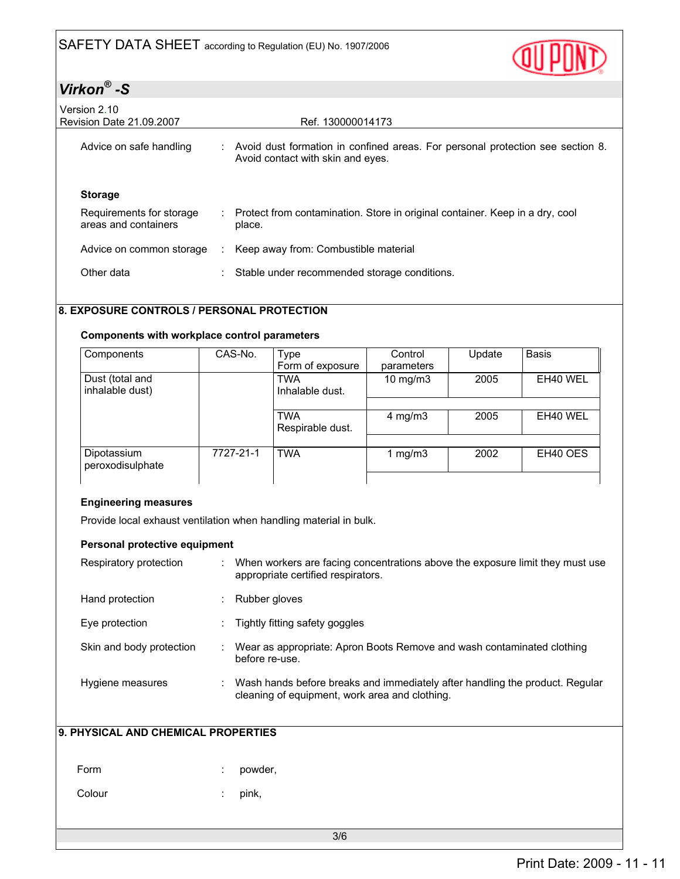Advice on safe handling : Avoid dust formation in confined areas. For personal protection see section 8. Avoid contact with skin and eyes.

**Storage**

Requirements for storage areas and containers : Protect from contamination. Store in original container. Keep in a dry, cool place.

Advice on common storage : Keep away from: Combustible material

Other data : Stable under recommended storage conditions.

## 8. EXPOSURE CONTROLS / PERSONAL PROTECTION

**Components with workplace control parameters**

| Components | CAS-No. | Type<br>Form of exposure | Control parameters | Update | Basis |
|---|---|---|---|---|---|
| Dust (total and inhalable dust) | | TWA<br>Inhalable dust. | 10 mg/m3 | 2005 | EH40 WEL |
| | | TWA<br>Respirable dust. | 4 mg/m3 | 2005 | EH40 WEL |
| Dipotassium peroxodisulphate | 7727-21-1 | TWA | 1 mg/m3 | 2002 | EH40 OES |

**Engineering measures**

Provide local exhaust ventilation when handling material in bulk.

**Personal protective equipment**

Respiratory protection : When workers are facing concentrations above the exposure limit they must use appropriate certified respirators.

Hand protection : Rubber gloves

Eye protection : Tightly fitting safety goggles

Skin and body protection : Wear as appropriate: Apron Boots Remove and wash contaminated clothing before re-use.

Hygiene measures : Wash hands before breaks and immediately after handling the product. Regular cleaning of equipment, work area and clothing.

## 9. PHYSICAL AND CHEMICAL PROPERTIES

Form : powder,

Colour : pink,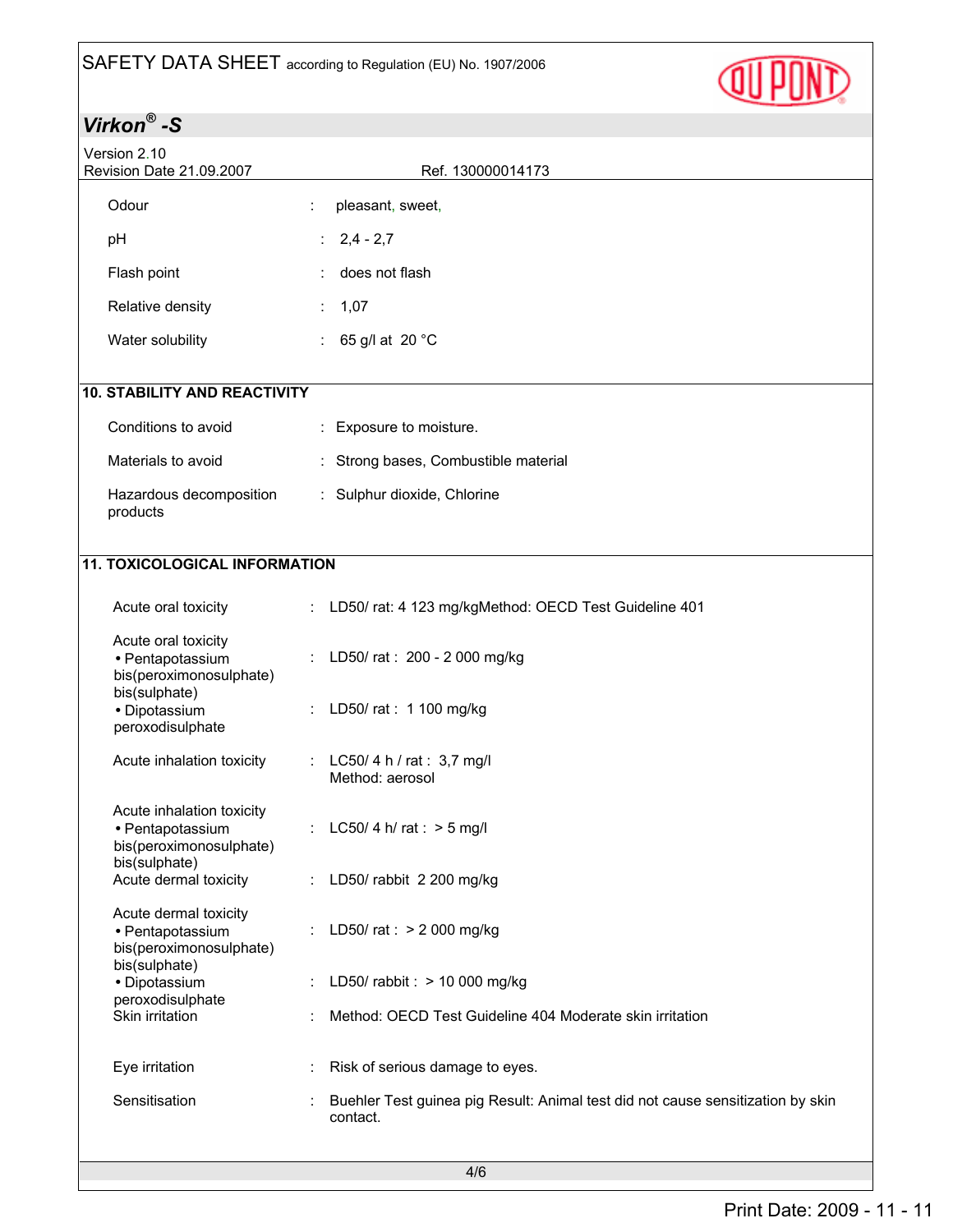| | | |
|---|---|---|
| Odour | : | pleasant, sweet, |
| pH | : | 2,4 - 2,7 |
| Flash point | : | does not flash |
| Relative density | : | 1,07 |
| Water solubility | : | 65 g/l at 20 °C |

## 10. STABILITY AND REACTIVITY

| | | |
|---|---|---|
| Conditions to avoid | : | Exposure to moisture. |
| Materials to avoid | : | Strong bases, Combustible material |
| Hazardous decomposition products | : | Sulphur dioxide, Chlorine |

## 11. TOXICOLOGICAL INFORMATION

| | | |
|---|---|---|
| Acute oral toxicity | : | LD50/ rat: 4 123 mg/kgMethod: OECD Test Guideline 401 |
| Acute oral toxicity<br>• Pentapotassium bis(peroximonosulphate) bis(sulphate) | : | LD50/ rat : 200 - 2 000 mg/kg |
| • Dipotassium peroxodisulphate | : | LD50/ rat : 1 100 mg/kg |
| Acute inhalation toxicity | : | LC50/ 4 h / rat : 3,7 mg/l<br>Method: aerosol |
| Acute inhalation toxicity<br>• Pentapotassium bis(peroximonosulphate) bis(sulphate) | : | LC50/ 4 h/ rat : > 5 mg/l |
| Acute dermal toxicity | : | LD50/ rabbit 2 200 mg/kg |
| Acute dermal toxicity<br>• Pentapotassium bis(peroximonosulphate) bis(sulphate) | : | LD50/ rat : > 2 000 mg/kg |
| • Dipotassium peroxodisulphate | : | LD50/ rabbit : > 10 000 mg/kg |
| Skin irritation | : | Method: OECD Test Guideline 404 Moderate skin irritation |
| Eye irritation | : | Risk of serious damage to eyes. |
| Sensitisation | : | Buehler Test guinea pig Result: Animal test did not cause sensitization by skin contact. |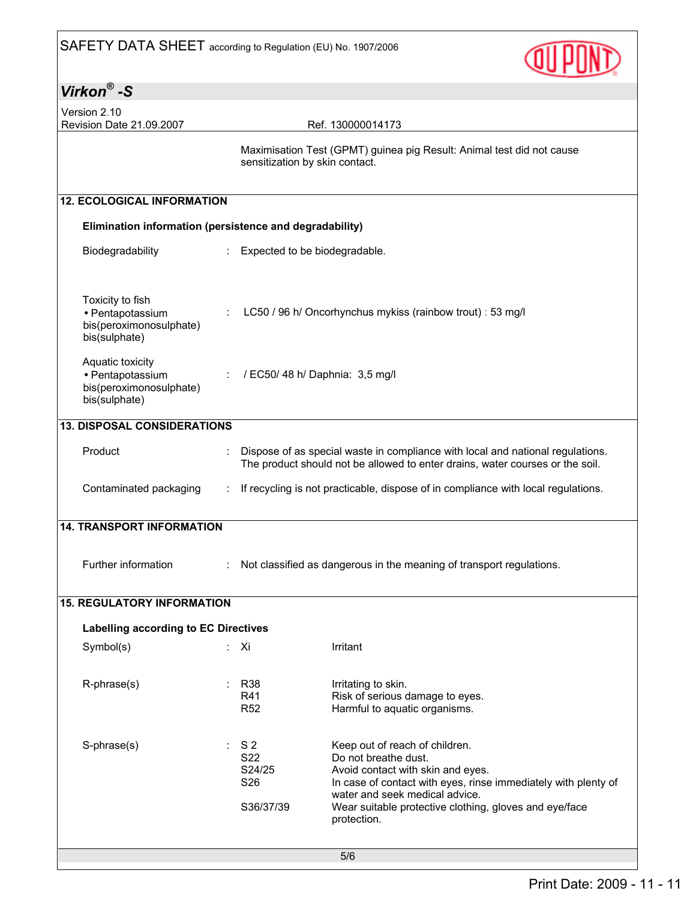Maximisation Test (GPMT) guinea pig Result: Animal test did not cause sensitization by skin contact.

## 12. ECOLOGICAL INFORMATION

**Elimination information (persistence and degradability)**

| | |
|---|---|
| Biodegradability | : Expected to be biodegradable. |
| Toxicity to fish<br>• Pentapotassium bis(peroximonosulphate) bis(sulphate) | : LC50 / 96 h/ Oncorhynchus mykiss (rainbow trout) : 53 mg/l |
| Aquatic toxicity<br>• Pentapotassium bis(peroximonosulphate) bis(sulphate) | : / EC50/ 48 h/ Daphnia: 3,5 mg/l |

## 13. DISPOSAL CONSIDERATIONS

| | |
|---|---|
| Product | : Dispose of as special waste in compliance with local and national regulations. The product should not be allowed to enter drains, water courses or the soil. |
| Contaminated packaging | : If recycling is not practicable, dispose of in compliance with local regulations. |

## 14. TRANSPORT INFORMATION

| | |
|---|---|
| Further information | : Not classified as dangerous in the meaning of transport regulations. |

## 15. REGULATORY INFORMATION

**Labelling according to EC Directives**

| | | |
|---|---|---|
| Symbol(s) | : Xi | Irritant |
| R-phrase(s) | : R38 | Irritating to skin. |
| | R41 | Risk of serious damage to eyes. |
| | R52 | Harmful to aquatic organisms. |
| S-phrase(s) | : S 2 | Keep out of reach of children. |
| | S22 | Do not breathe dust. |
| | S24/25 | Avoid contact with skin and eyes. |
| | S26 | In case of contact with eyes, rinse immediately with plenty of water and seek medical advice. |
| | S36/37/39 | Wear suitable protective clothing, gloves and eye/face protection. |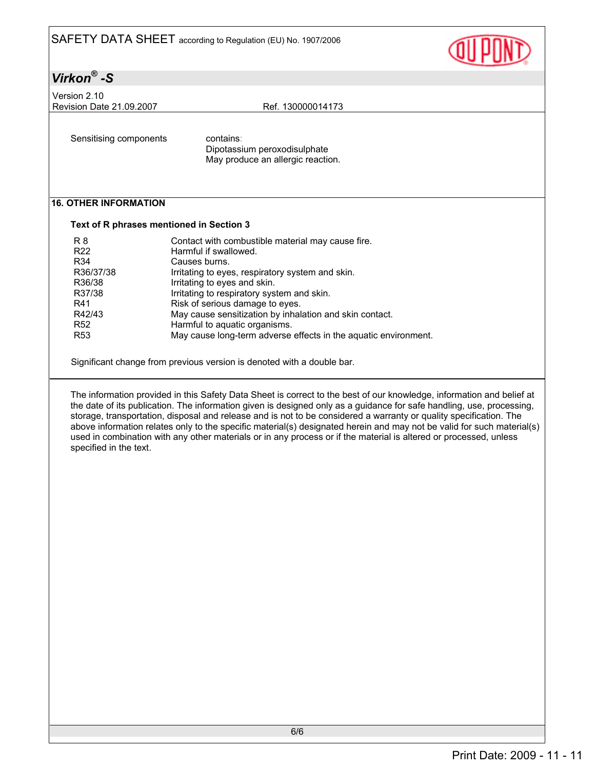| | |
|---|---|
| Sensitising components | contains:<br>Dipotassium peroxodisulphate<br>May produce an allergic reaction. |

## 16. OTHER INFORMATION

**Text of R phrases mentioned in Section 3**

| | |
|---|---|
| R 8 | Contact with combustible material may cause fire. |
| R22 | Harmful if swallowed. |
| R34 | Causes burns. |
| R36/37/38 | Irritating to eyes, respiratory system and skin. |
| R36/38 | Irritating to eyes and skin. |
| R37/38 | Irritating to respiratory system and skin. |
| R41 | Risk of serious damage to eyes. |
| R42/43 | May cause sensitization by inhalation and skin contact. |
| R52 | Harmful to aquatic organisms. |
| R53 | May cause long-term adverse effects in the aquatic environment. |

Significant change from previous version is denoted with a double bar.

The information provided in this Safety Data Sheet is correct to the best of our knowledge, information and belief at the date of its publication. The information given is designed only as a guidance for safe handling, use, processing, storage, transportation, disposal and release and is not to be considered a warranty or quality specification. The above information relates only to the specific material(s) designated herein and may not be valid for such material(s) used in combination with any other materials or in any process or if the material is altered or processed, unless specified in the text.